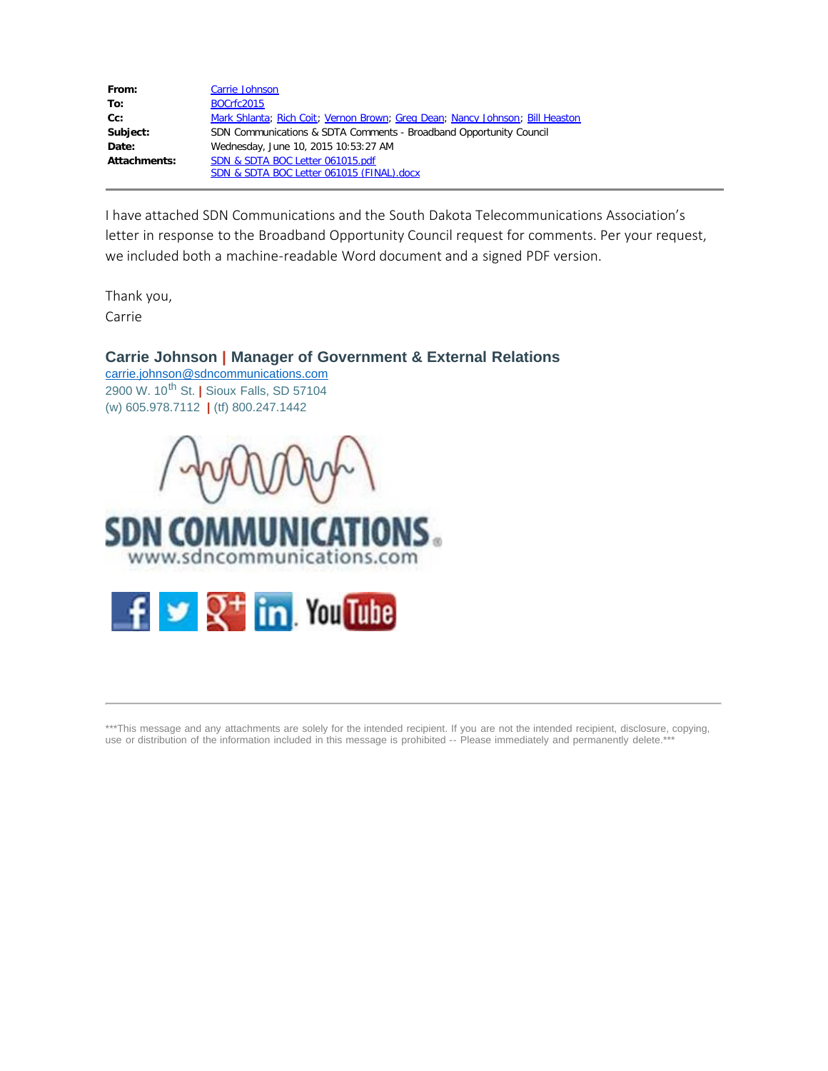| | |
|---|---|
| **From:** | Carrie Johnson |
| **To:** | BOCrfc2015 |
| **Cc:** | Mark Shlanta; Rich Coit; Vernon Brown; Greg Dean; Nancy Johnson; Bill Heaston |
| **Subject:** | SDN Communications & SDTA Comments - Broadband Opportunity Council |
| **Date:** | Wednesday, June 10, 2015 10:53:27 AM |
| **Attachments:** | SDN & SDTA BOC Letter 061015.pdf<br>SDN & SDTA BOC Letter 061015 (FINAL).docx |

---

I have attached SDN Communications and the South Dakota Telecommunications Association's letter in response to the Broadband Opportunity Council request for comments. Per your request, we included both a machine-readable Word document and a signed PDF version.

Thank you,
Carrie

**Carrie Johnson | Manager of Government & External Relations**
carrie.johnson@sdncommunications.com
2900 W. 10th St. | Sioux Falls, SD 57104
(w) 605.978.7112 | (tf) 800.247.1442

SDN COMMUNICATIONS
www.sdncommunications.com

---

***This message and any attachments are solely for the intended recipient. If you are not the intended recipient, disclosure, copying, use or distribution of the information included in this message is prohibited -- Please immediately and permanently delete.***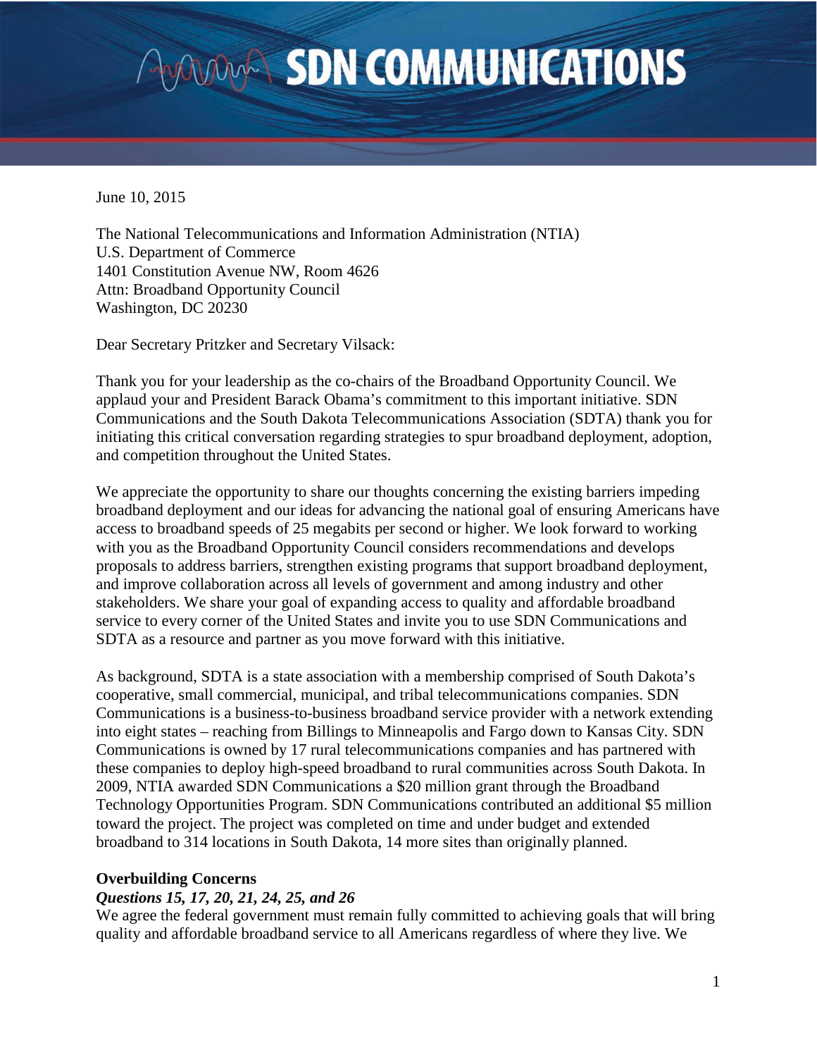June 10, 2015

The National Telecommunications and Information Administration (NTIA)
U.S. Department of Commerce
1401 Constitution Avenue NW, Room 4626
Attn: Broadband Opportunity Council
Washington, DC 20230

Dear Secretary Pritzker and Secretary Vilsack:

Thank you for your leadership as the co-chairs of the Broadband Opportunity Council. We applaud your and President Barack Obama's commitment to this important initiative. SDN Communications and the South Dakota Telecommunications Association (SDTA) thank you for initiating this critical conversation regarding strategies to spur broadband deployment, adoption, and competition throughout the United States.

We appreciate the opportunity to share our thoughts concerning the existing barriers impeding broadband deployment and our ideas for advancing the national goal of ensuring Americans have access to broadband speeds of 25 megabits per second or higher. We look forward to working with you as the Broadband Opportunity Council considers recommendations and develops proposals to address barriers, strengthen existing programs that support broadband deployment, and improve collaboration across all levels of government and among industry and other stakeholders. We share your goal of expanding access to quality and affordable broadband service to every corner of the United States and invite you to use SDN Communications and SDTA as a resource and partner as you move forward with this initiative.

As background, SDTA is a state association with a membership comprised of South Dakota's cooperative, small commercial, municipal, and tribal telecommunications companies. SDN Communications is a business-to-business broadband service provider with a network extending into eight states – reaching from Billings to Minneapolis and Fargo down to Kansas City. SDN Communications is owned by 17 rural telecommunications companies and has partnered with these companies to deploy high-speed broadband to rural communities across South Dakota. In 2009, NTIA awarded SDN Communications a $20 million grant through the Broadband Technology Opportunities Program. SDN Communications contributed an additional $5 million toward the project. The project was completed on time and under budget and extended broadband to 314 locations in South Dakota, 14 more sites than originally planned.

**Overbuilding Concerns**

***Questions 15, 17, 20, 21, 24, 25, and 26***

We agree the federal government must remain fully committed to achieving goals that will bring quality and affordable broadband service to all Americans regardless of where they live. We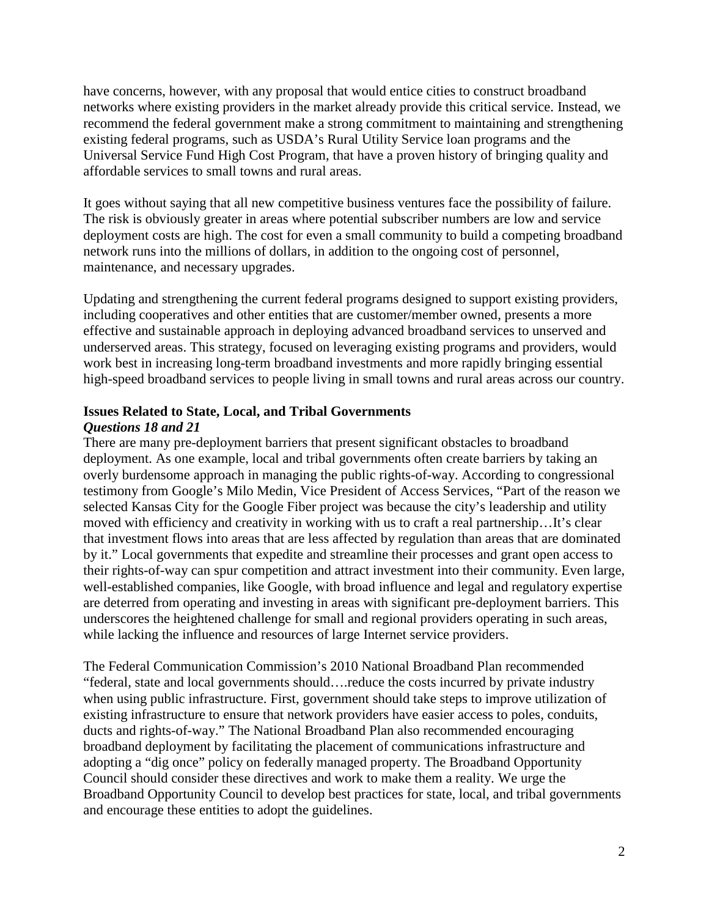have concerns, however, with any proposal that would entice cities to construct broadband networks where existing providers in the market already provide this critical service. Instead, we recommend the federal government make a strong commitment to maintaining and strengthening existing federal programs, such as USDA's Rural Utility Service loan programs and the Universal Service Fund High Cost Program, that have a proven history of bringing quality and affordable services to small towns and rural areas.

It goes without saying that all new competitive business ventures face the possibility of failure. The risk is obviously greater in areas where potential subscriber numbers are low and service deployment costs are high. The cost for even a small community to build a competing broadband network runs into the millions of dollars, in addition to the ongoing cost of personnel, maintenance, and necessary upgrades.

Updating and strengthening the current federal programs designed to support existing providers, including cooperatives and other entities that are customer/member owned, presents a more effective and sustainable approach in deploying advanced broadband services to unserved and underserved areas. This strategy, focused on leveraging existing programs and providers, would work best in increasing long-term broadband investments and more rapidly bringing essential high-speed broadband services to people living in small towns and rural areas across our country.

**Issues Related to State, Local, and Tribal Governments**
***Questions 18 and 21***

There are many pre-deployment barriers that present significant obstacles to broadband deployment. As one example, local and tribal governments often create barriers by taking an overly burdensome approach in managing the public rights-of-way. According to congressional testimony from Google's Milo Medin, Vice President of Access Services, "Part of the reason we selected Kansas City for the Google Fiber project was because the city's leadership and utility moved with efficiency and creativity in working with us to craft a real partnership…It's clear that investment flows into areas that are less affected by regulation than areas that are dominated by it." Local governments that expedite and streamline their processes and grant open access to their rights-of-way can spur competition and attract investment into their community. Even large, well-established companies, like Google, with broad influence and legal and regulatory expertise are deterred from operating and investing in areas with significant pre-deployment barriers. This underscores the heightened challenge for small and regional providers operating in such areas, while lacking the influence and resources of large Internet service providers.

The Federal Communication Commission's 2010 National Broadband Plan recommended "federal, state and local governments should….reduce the costs incurred by private industry when using public infrastructure. First, government should take steps to improve utilization of existing infrastructure to ensure that network providers have easier access to poles, conduits, ducts and rights-of-way." The National Broadband Plan also recommended encouraging broadband deployment by facilitating the placement of communications infrastructure and adopting a "dig once" policy on federally managed property. The Broadband Opportunity Council should consider these directives and work to make them a reality. We urge the Broadband Opportunity Council to develop best practices for state, local, and tribal governments and encourage these entities to adopt the guidelines.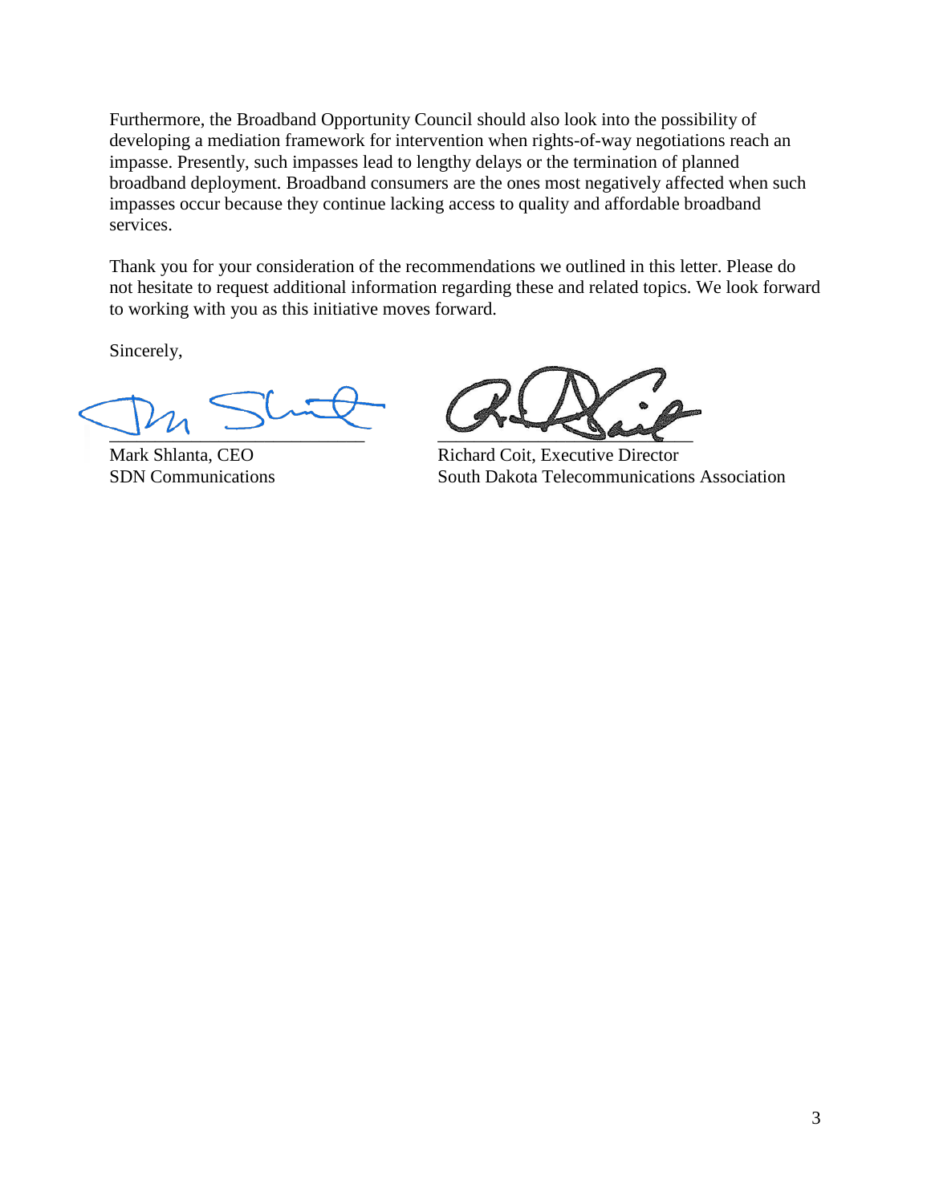Furthermore, the Broadband Opportunity Council should also look into the possibility of developing a mediation framework for intervention when rights-of-way negotiations reach an impasse. Presently, such impasses lead to lengthy delays or the termination of planned broadband deployment. Broadband consumers are the ones most negatively affected when such impasses occur because they continue lacking access to quality and affordable broadband services.

Thank you for your consideration of the recommendations we outlined in this letter. Please do not hesitate to request additional information regarding these and related topics. We look forward to working with you as this initiative moves forward.

Sincerely,

Mark Shlanta, CEO
SDN Communications

Richard Coit, Executive Director
South Dakota Telecommunications Association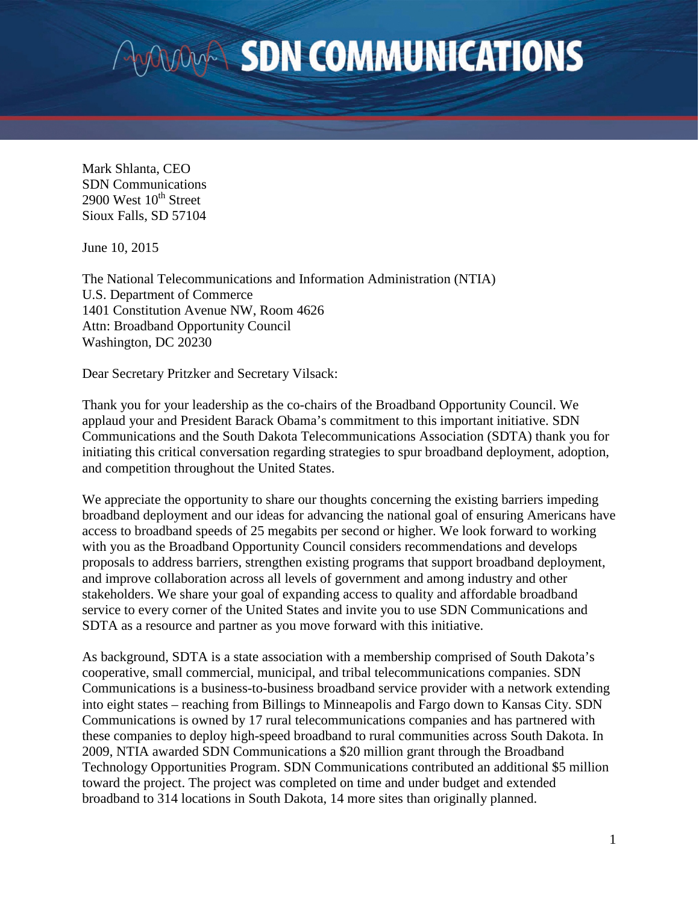# SDN COMMUNICATIONS

Mark Shlanta, CEO
SDN Communications
2900 West 10th Street
Sioux Falls, SD 57104

June 10, 2015

The National Telecommunications and Information Administration (NTIA)
U.S. Department of Commerce
1401 Constitution Avenue NW, Room 4626
Attn: Broadband Opportunity Council
Washington, DC 20230

Dear Secretary Pritzker and Secretary Vilsack:

Thank you for your leadership as the co-chairs of the Broadband Opportunity Council. We applaud your and President Barack Obama's commitment to this important initiative. SDN Communications and the South Dakota Telecommunications Association (SDTA) thank you for initiating this critical conversation regarding strategies to spur broadband deployment, adoption, and competition throughout the United States.

We appreciate the opportunity to share our thoughts concerning the existing barriers impeding broadband deployment and our ideas for advancing the national goal of ensuring Americans have access to broadband speeds of 25 megabits per second or higher. We look forward to working with you as the Broadband Opportunity Council considers recommendations and develops proposals to address barriers, strengthen existing programs that support broadband deployment, and improve collaboration across all levels of government and among industry and other stakeholders. We share your goal of expanding access to quality and affordable broadband service to every corner of the United States and invite you to use SDN Communications and SDTA as a resource and partner as you move forward with this initiative.

As background, SDTA is a state association with a membership comprised of South Dakota's cooperative, small commercial, municipal, and tribal telecommunications companies. SDN Communications is a business-to-business broadband service provider with a network extending into eight states – reaching from Billings to Minneapolis and Fargo down to Kansas City. SDN Communications is owned by 17 rural telecommunications companies and has partnered with these companies to deploy high-speed broadband to rural communities across South Dakota. In 2009, NTIA awarded SDN Communications a $20 million grant through the Broadband Technology Opportunities Program. SDN Communications contributed an additional $5 million toward the project. The project was completed on time and under budget and extended broadband to 314 locations in South Dakota, 14 more sites than originally planned.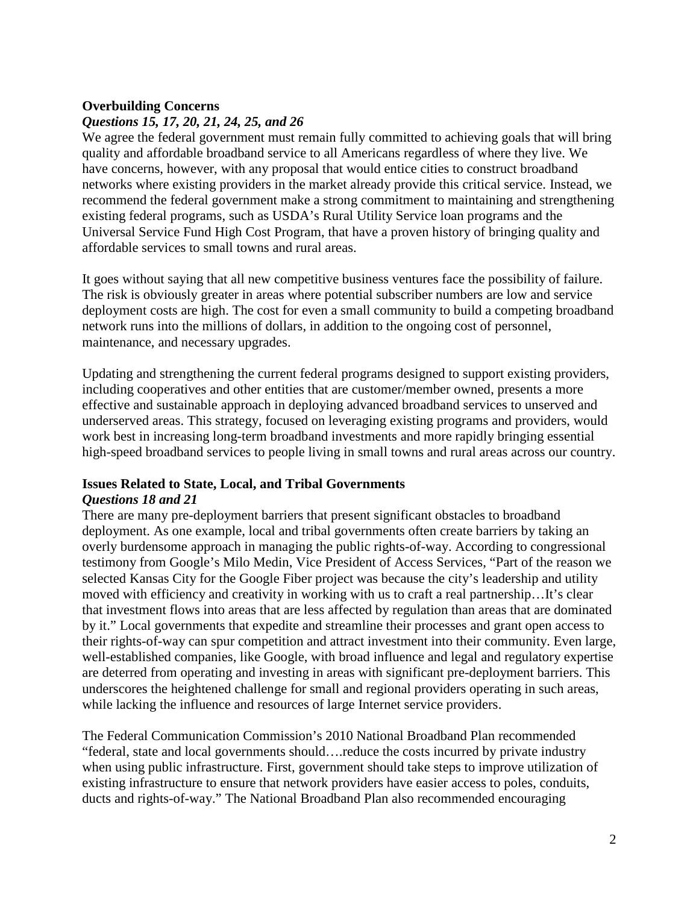**Overbuilding Concerns**
***Questions 15, 17, 20, 21, 24, 25, and 26***

We agree the federal government must remain fully committed to achieving goals that will bring quality and affordable broadband service to all Americans regardless of where they live. We have concerns, however, with any proposal that would entice cities to construct broadband networks where existing providers in the market already provide this critical service. Instead, we recommend the federal government make a strong commitment to maintaining and strengthening existing federal programs, such as USDA's Rural Utility Service loan programs and the Universal Service Fund High Cost Program, that have a proven history of bringing quality and affordable services to small towns and rural areas.

It goes without saying that all new competitive business ventures face the possibility of failure. The risk is obviously greater in areas where potential subscriber numbers are low and service deployment costs are high. The cost for even a small community to build a competing broadband network runs into the millions of dollars, in addition to the ongoing cost of personnel, maintenance, and necessary upgrades.

Updating and strengthening the current federal programs designed to support existing providers, including cooperatives and other entities that are customer/member owned, presents a more effective and sustainable approach in deploying advanced broadband services to unserved and underserved areas. This strategy, focused on leveraging existing programs and providers, would work best in increasing long-term broadband investments and more rapidly bringing essential high-speed broadband services to people living in small towns and rural areas across our country.

**Issues Related to State, Local, and Tribal Governments**
***Questions 18 and 21***

There are many pre-deployment barriers that present significant obstacles to broadband deployment. As one example, local and tribal governments often create barriers by taking an overly burdensome approach in managing the public rights-of-way. According to congressional testimony from Google's Milo Medin, Vice President of Access Services, "Part of the reason we selected Kansas City for the Google Fiber project was because the city's leadership and utility moved with efficiency and creativity in working with us to craft a real partnership…It's clear that investment flows into areas that are less affected by regulation than areas that are dominated by it." Local governments that expedite and streamline their processes and grant open access to their rights-of-way can spur competition and attract investment into their community. Even large, well-established companies, like Google, with broad influence and legal and regulatory expertise are deterred from operating and investing in areas with significant pre-deployment barriers. This underscores the heightened challenge for small and regional providers operating in such areas, while lacking the influence and resources of large Internet service providers.

The Federal Communication Commission's 2010 National Broadband Plan recommended "federal, state and local governments should….reduce the costs incurred by private industry when using public infrastructure. First, government should take steps to improve utilization of existing infrastructure to ensure that network providers have easier access to poles, conduits, ducts and rights-of-way." The National Broadband Plan also recommended encouraging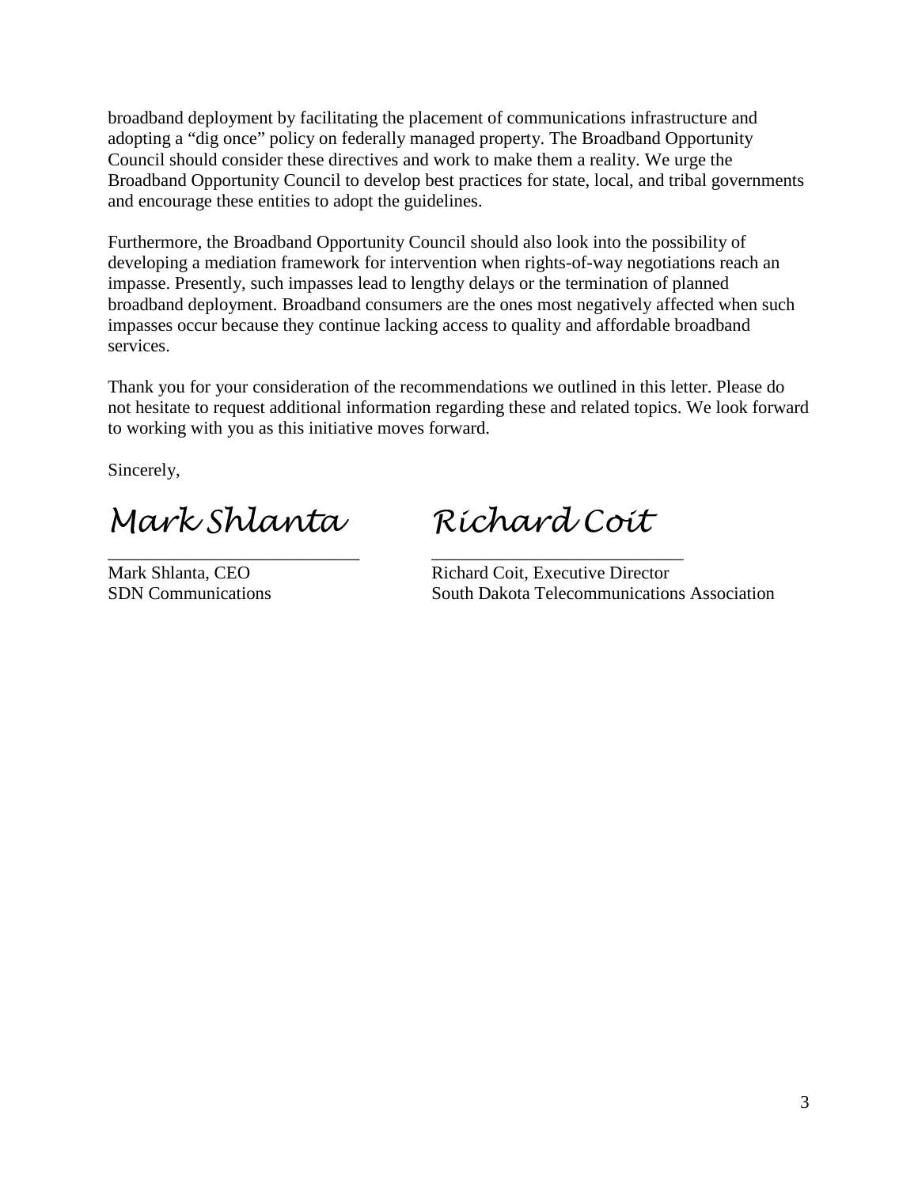broadband deployment by facilitating the placement of communications infrastructure and adopting a "dig once" policy on federally managed property. The Broadband Opportunity Council should consider these directives and work to make them a reality. We urge the Broadband Opportunity Council to develop best practices for state, local, and tribal governments and encourage these entities to adopt the guidelines.

Furthermore, the Broadband Opportunity Council should also look into the possibility of developing a mediation framework for intervention when rights-of-way negotiations reach an impasse. Presently, such impasses lead to lengthy delays or the termination of planned broadband deployment. Broadband consumers are the ones most negatively affected when such impasses occur because they continue lacking access to quality and affordable broadband services.

Thank you for your consideration of the recommendations we outlined in this letter. Please do not hesitate to request additional information regarding these and related topics. We look forward to working with you as this initiative moves forward.

Sincerely,

*Mark Shlanta*
Mark Shlanta, CEO
SDN Communications

*Richard Coit*
Richard Coit, Executive Director
South Dakota Telecommunications Association